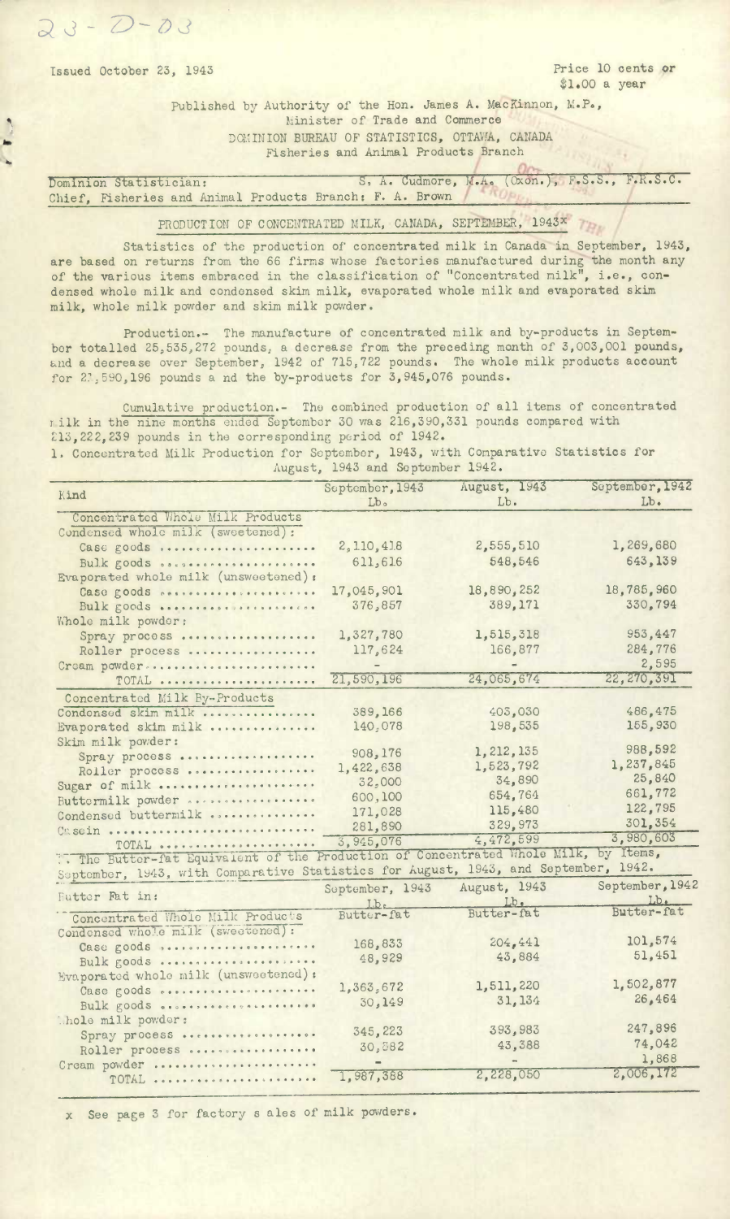23-D-03

Issued October 23, 1943

Price 10 cents or $1.00 a year

Published by Authority of the Hon. James A. MacKinnon, M.P., Minister of Trade and Commerce

DOMINION BUREAU OF STATISTICS, OTTAWA, CANADA

Fisheries and Animal Products Branch

Dominion Statistician: S. A. Cudmore, M.A. (Oxon.), F.S.S., F.R.S.C.

Chief, Fisheries and Animal Products Branch: F. A. Brown

## PRODUCTION OF CONCENTRATED MILK, CANADA, SEPTEMBER, 1943x

Statistics of the production of concentrated milk in Canada in September, 1943, are based on returns from the 66 firms whose factories manufactured during the month any of the various items embraced in the classification of "Concentrated milk", i.e., condensed whole milk and condensed skim milk, evaporated whole milk and evaporated skim milk, whole milk powder and skim milk powder.

Production.- The manufacture of concentrated milk and by-products in September totalled 25,535,272 pounds, a decrease from the preceding month of 3,003,001 pounds, and a decrease over September, 1942 of 715,722 pounds. The whole milk products account for 21,590,196 pounds and the by-products for 3,945,076 pounds.

Cumulative production.- The combined production of all items of concentrated milk in the nine months ended September 30 was 216,390,331 pounds compared with 213,222,239 pounds in the corresponding period of 1942.

1. Concentrated Milk Production for September, 1943, with Comparative Statistics for August, 1943 and September 1942.

| Kind | September, 1943 Lb. | August, 1943 Lb. | September, 1942 Lb. |
|---|---|---|---|
| Concentrated Whole Milk Products | | | |
| Condensed whole milk (sweetened): | | | |
| Case goods | 2,110,418 | 2,555,510 | 1,269,680 |
| Bulk goods | 611,616 | 548,546 | 643,139 |
| Evaporated whole milk (unsweetened): | | | |
| Case goods | 17,045,901 | 18,890,252 | 18,785,960 |
| Bulk goods | 376,857 | 389,171 | 330,794 |
| Whole milk powder: | | | |
| Spray process | 1,327,780 | 1,515,318 | 953,447 |
| Roller process | 117,624 | 166,877 | 284,776 |
| Cream powder | - | - | 2,595 |
| TOTAL | 21,590,196 | 24,065,674 | 22,270,391 |
| Concentrated Milk By-Products | | | |
| Condensed skim milk | 389,166 | 403,030 | 486,475 |
| Evaporated skim milk | 140,078 | 198,535 | 165,930 |
| Skim milk powder: | | | |
| Spray process | 908,176 | 1,212,135 | 988,592 |
| Roller process | 1,422,638 | 1,523,792 | 1,237,845 |
| Sugar of milk | 32,000 | 34,890 | 25,840 |
| Buttermilk powder | 600,100 | 654,764 | 661,772 |
| Condensed buttermilk | 171,028 | 115,480 | 122,795 |
| Casein | 281,890 | 329,973 | 301,354 |
| TOTAL | 3,945,076 | 4,472,599 | 3,980,603 |

2. The Butter-fat Equivalent of the Production of Concentrated Whole Milk, by Items, September, 1943, with Comparative Statistics for August, 1943, and September, 1942.

| Butter Fat in: | September, 1943 Lb. Butter-fat | August, 1943 Lb. Butter-fat | September, 1942 Lb. Butter-fat |
|---|---|---|---|
| Concentrated Whole Milk Products | | | |
| Condensed whole milk (sweetened): | | | |
| Case goods | 168,833 | 204,441 | 101,574 |
| Bulk goods | 48,929 | 43,884 | 51,451 |
| Evaporated whole milk (unsweetened): | | | |
| Case goods | 1,363,672 | 1,511,220 | 1,502,877 |
| Bulk goods | 30,149 | 31,134 | 26,464 |
| Whole milk powder: | | | |
| Spray process | 345,223 | 393,983 | 247,896 |
| Roller process | 30,582 | 43,388 | 74,042 |
| Cream powder | - | - | 1,868 |
| TOTAL | 1,987,388 | 2,228,050 | 2,006,172 |

x See page 3 for factory sales of milk powders.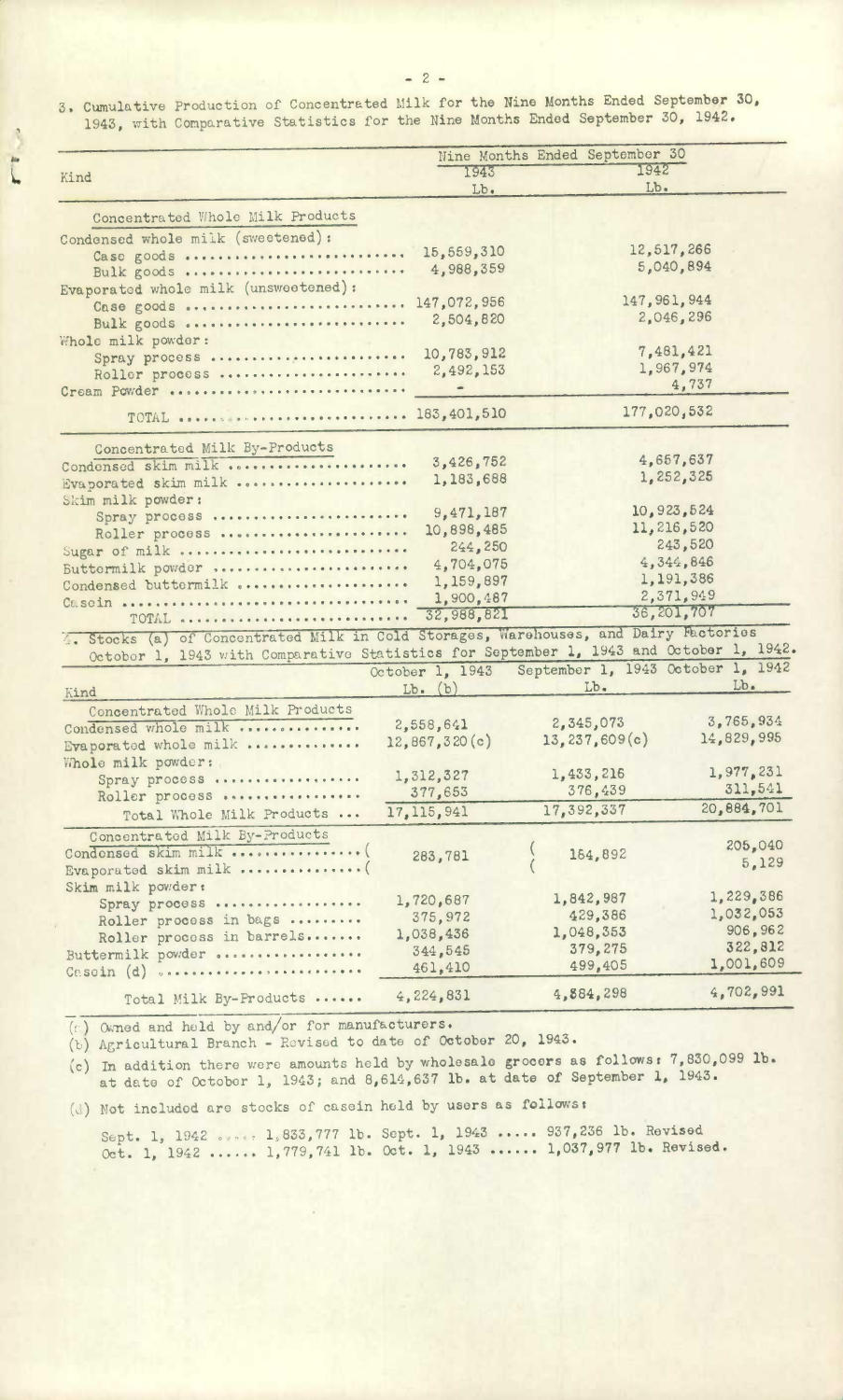3. Cumulative Production of Concentrated Milk for the Nine Months Ended September 30, 1943, with Comparative Statistics for the Nine Months Ended September 30, 1942.

| Kind | Nine Months Ended September 30 | |
|---|---|---|
| | 1943 | 1942 |
| | Lb. | Lb. |
| **Concentrated Whole Milk Products** | | |
| Condensed whole milk (sweetened): | | |
| Case goods | 15,559,310 | 12,517,266 |
| Bulk goods | 4,988,359 | 5,040,894 |
| Evaporated whole milk (unsweetened): | | |
| Case goods | 147,072,956 | 147,961,944 |
| Bulk goods | 2,504,820 | 2,046,296 |
| Whole milk powder: | | |
| Spray process | 10,783,912 | 7,481,421 |
| Roller process | 2,492,153 | 1,967,974 |
| Cream Powder | - | 4,737 |
| TOTAL | 183,401,510 | 177,020,532 |
| **Concentrated Milk By-Products** | | |
| Condensed skim milk | 3,426,752 | 4,657,637 |
| Evaporated skim milk | 1,183,688 | 1,252,325 |
| Skim milk powder: | | |
| Spray process | 9,471,187 | 10,923,524 |
| Roller process | 10,898,485 | 11,216,520 |
| Sugar of milk | 244,250 | 243,520 |
| Buttermilk powder | 4,704,075 | 4,344,846 |
| Condensed buttermilk | 1,159,897 | 1,191,386 |
| Casein | 1,900,487 | 2,371,949 |
| TOTAL | 32,988,821 | 36,201,707 |

4. Stocks (a) of Concentrated Milk in Cold Storages, Warehouses, and Dairy Factories October 1, 1943 with Comparative Statistics for September 1, 1943 and October 1, 1942.

| Kind | October 1, 1943 | September 1, 1943 | October 1, 1942 |
|---|---|---|---|
| | Lb. (b) | Lb. | Lb. |
| **Concentrated Whole Milk Products** | | | |
| Condensed whole milk | 2,558,641 | 2,345,073 | 3,765,934 |
| Evaporated whole milk | 12,867,320(c) | 13,237,609(c) | 14,829,995 |
| Whole milk powder: | | | |
| Spray process | 1,312,327 | 1,433,216 | 1,977,231 |
| Roller process | 377,653 | 376,439 | 311,541 |
| Total Whole Milk Products | 17,115,941 | 17,392,337 | 20,884,701 |
| **Concentrated Milk By-Products** | | | |
| Condensed skim milk | 283,781 | 154,892 | 205,040 |
| Evaporated skim milk | | | 5,129 |
| Skim milk powder: | | | |
| Spray process | 1,720,687 | 1,842,987 | 1,229,386 |
| Roller process in bags | 375,972 | 429,386 | 1,032,053 |
| Roller process in barrels | 1,038,436 | 1,048,353 | 906,962 |
| Buttermilk powder | 344,545 | 379,275 | 322,812 |
| Casein (d) | 461,410 | 499,405 | 1,001,609 |
| Total Milk By-Products | 4,224,831 | 4,884,298 | 4,702,991 |

(a) Owned and held by and/or for manufacturers.

(b) Agricultural Branch - Revised to date of October 20, 1943.

(c) In addition there were amounts held by wholesale grocers as follows: 7,830,099 lb. at date of October 1, 1943; and 8,614,637 lb. at date of September 1, 1943.

(d) Not included are stocks of casein held by users as follows:

Sept. 1, 1942 ...... 1,833,777 lb. Sept. 1, 1943 ..... 937,236 lb. Revised
Oct. 1, 1942 ...... 1,779,741 lb. Oct. 1, 1943 ...... 1,037,977 lb. Revised.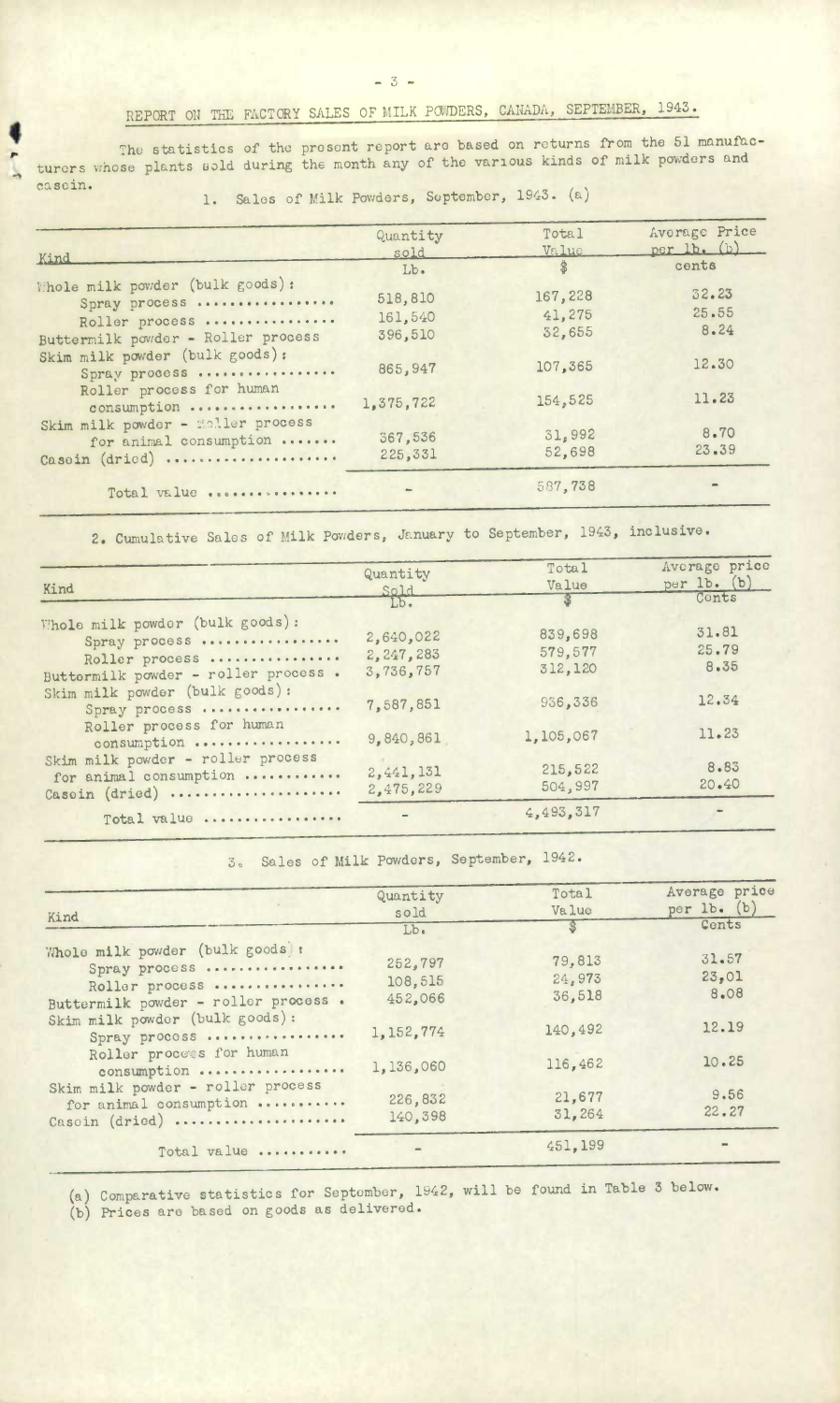# REPORT ON THE FACTORY SALES OF MILK POWDERS, CANADA, SEPTEMBER, 1943.

The statistics of the present report are based on returns from the 51 manufacturers whose plants sold during the month any of the various kinds of milk powders and casein.

## 1. Sales of Milk Powders, September, 1943. (a)

| Kind | Quantity sold | Total Value | Average Price per lb. (b) |
|---|---|---|---|
| | Lb. | $ | cents |
| Whole milk powder (bulk goods): | | | |
| Spray process .................. | 518,810 | 167,228 | 32.23 |
| Roller process ................ | 161,540 | 41,275 | 25.55 |
| Buttermilk powder - Roller process | 396,510 | 32,655 | 8.24 |
| Skim milk powder (bulk goods): | | | |
| Spray process .................. | 865,947 | 107,365 | 12.30 |
| Roller process for human consumption .................. | 1,375,722 | 154,525 | 11.23 |
| Skim milk powder - Roller process for animal consumption ....... | 367,536 | 31,992 | 8.70 |
| Casein (dried) .................... | 225,331 | 52,698 | 23.39 |
| Total value ................ | - | 587,738 | - |

## 2. Cumulative Sales of Milk Powders, January to September, 1943, inclusive.

| Kind | Quantity Sold | Total Value | Average price per lb. (b) |
|---|---|---|---|
| | Lb. | $ | Cents |
| Whole milk powder (bulk goods): | | | |
| Spray process .................. | 2,640,022 | 839,698 | 31.81 |
| Roller process ................ | 2,247,283 | 579,577 | 25.79 |
| Buttermilk powder - roller process . | 3,736,757 | 312,120 | 8.35 |
| Skim milk powder (bulk goods): | | | |
| Spray process .................. | 7,587,851 | 936,336 | 12.34 |
| Roller process for human consumption .................. | 9,840,861 | 1,105,067 | 11.23 |
| Skim milk powder - roller process for animal consumption ............ | 2,441,131 | 215,522 | 8.83 |
| Casein (dried) .................... | 2,475,229 | 504,997 | 20.40 |
| Total value .................. | - | 4,493,317 | - |

## 3. Sales of Milk Powders, September, 1942.

| Kind | Quantity sold | Total Value | Average price per lb. (b) |
|---|---|---|---|
| | Lb. | $ | Cents |
| Whole milk powder (bulk goods): | | | |
| Spray process .................. | 252,797 | 79,813 | 31.57 |
| Roller process ................ | 108,515 | 24,973 | 23.01 |
| Buttermilk powder - roller process . | 452,066 | 36,518 | 8.08 |
| Skim milk powder (bulk goods): | | | |
| Spray process .................. | 1,152,774 | 140,492 | 12.19 |
| Roller process for human consumption .................. | 1,136,060 | 116,462 | 10.25 |
| Skim milk powder - roller process for animal consumption ............ | 226,832 | 21,677 | 9.56 |
| Casein (dried) .................... | 140,398 | 31,264 | 22.27 |
| Total value ........... | - | 451,199 | - |

(a) Comparative statistics for September, 1942, will be found in Table 3 below.
(b) Prices are based on goods as delivered.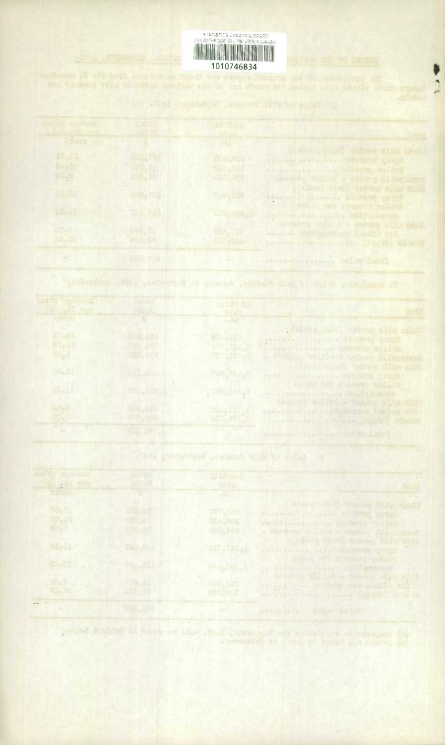STATISTICS CANADA LIBRARY
BIBLIOTHEQUE STATISTIQUE CANADA

1010746834